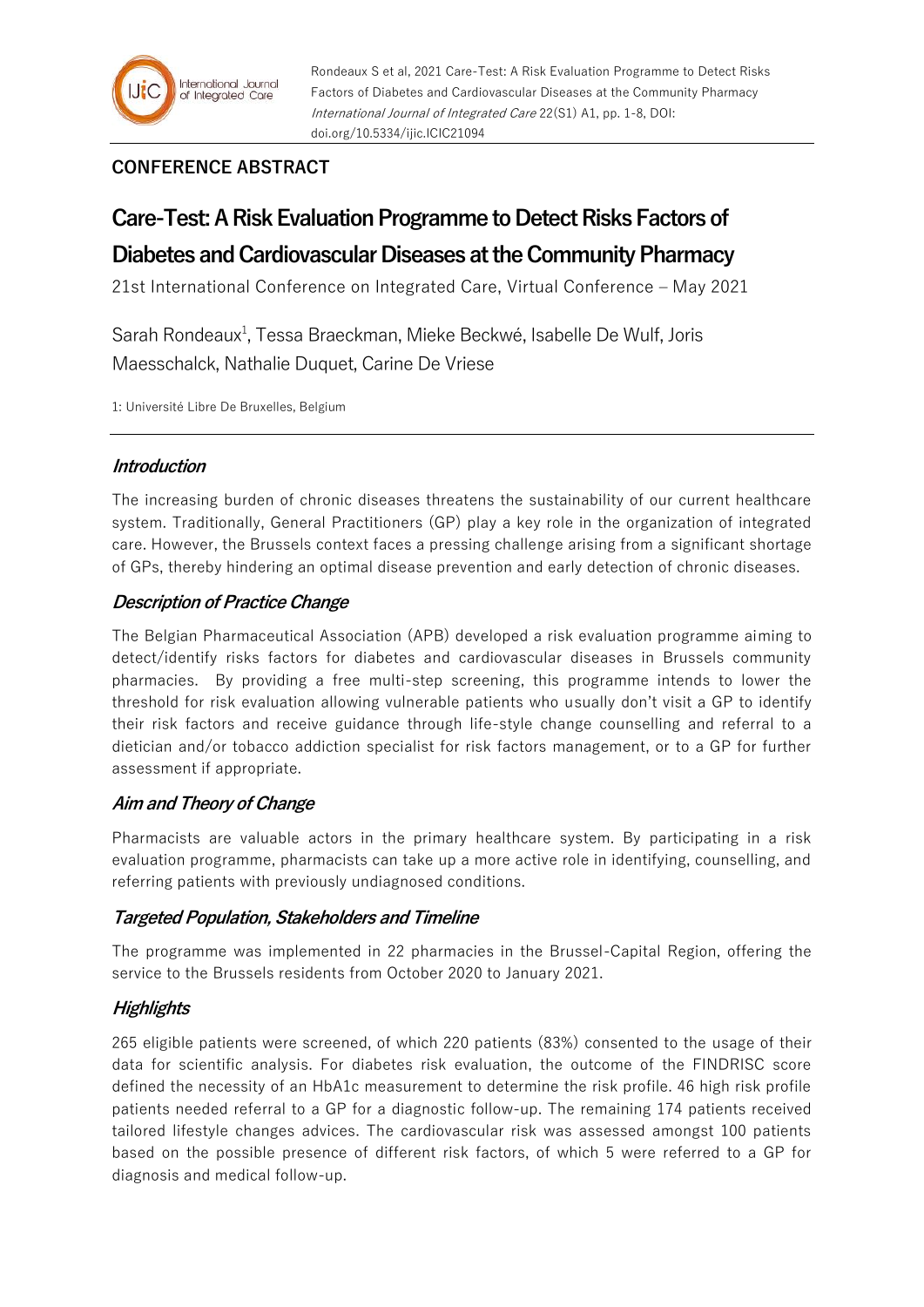Rondeaux S et al, 2021 Care-Test: A Risk Evaluation Programme to Detect Risks Factors of Diabetes and Cardiovascular Diseases at the Community Pharmacy *International Journal of Integrated Care* 22(S1) A1, pp. 1-8, DOI: doi.org/10.5334/ijic.ICIC21094

**CONFERENCE ABSTRACT**

# Care-Test: A Risk Evaluation Programme to Detect Risks Factors of Diabetes and Cardiovascular Diseases at the Community Pharmacy

21st International Conference on Integrated Care, Virtual Conference – May 2021

Sarah Rondeaux[1], Tessa Braeckman, Mieke Beckwé, Isabelle De Wulf, Joris Maesschalck, Nathalie Duquet, Carine De Vriese

1: Université Libre De Bruxelles, Belgium

## *Introduction*

The increasing burden of chronic diseases threatens the sustainability of our current healthcare system. Traditionally, General Practitioners (GP) play a key role in the organization of integrated care. However, the Brussels context faces a pressing challenge arising from a significant shortage of GPs, thereby hindering an optimal disease prevention and early detection of chronic diseases.

## *Description of Practice Change*

The Belgian Pharmaceutical Association (APB) developed a risk evaluation programme aiming to detect/identify risks factors for diabetes and cardiovascular diseases in Brussels community pharmacies. By providing a free multi-step screening, this programme intends to lower the threshold for risk evaluation allowing vulnerable patients who usually don't visit a GP to identify their risk factors and receive guidance through life-style change counselling and referral to a dietician and/or tobacco addiction specialist for risk factors management, or to a GP for further assessment if appropriate.

## *Aim and Theory of Change*

Pharmacists are valuable actors in the primary healthcare system. By participating in a risk evaluation programme, pharmacists can take up a more active role in identifying, counselling, and referring patients with previously undiagnosed conditions.

## *Targeted Population, Stakeholders and Timeline*

The programme was implemented in 22 pharmacies in the Brussel-Capital Region, offering the service to the Brussels residents from October 2020 to January 2021.

## *Highlights*

265 eligible patients were screened, of which 220 patients (83%) consented to the usage of their data for scientific analysis. For diabetes risk evaluation, the outcome of the FINDRISC score defined the necessity of an HbA1c measurement to determine the risk profile. 46 high risk profile patients needed referral to a GP for a diagnostic follow-up. The remaining 174 patients received tailored lifestyle changes advices. The cardiovascular risk was assessed amongst 100 patients based on the possible presence of different risk factors, of which 5 were referred to a GP for diagnosis and medical follow-up.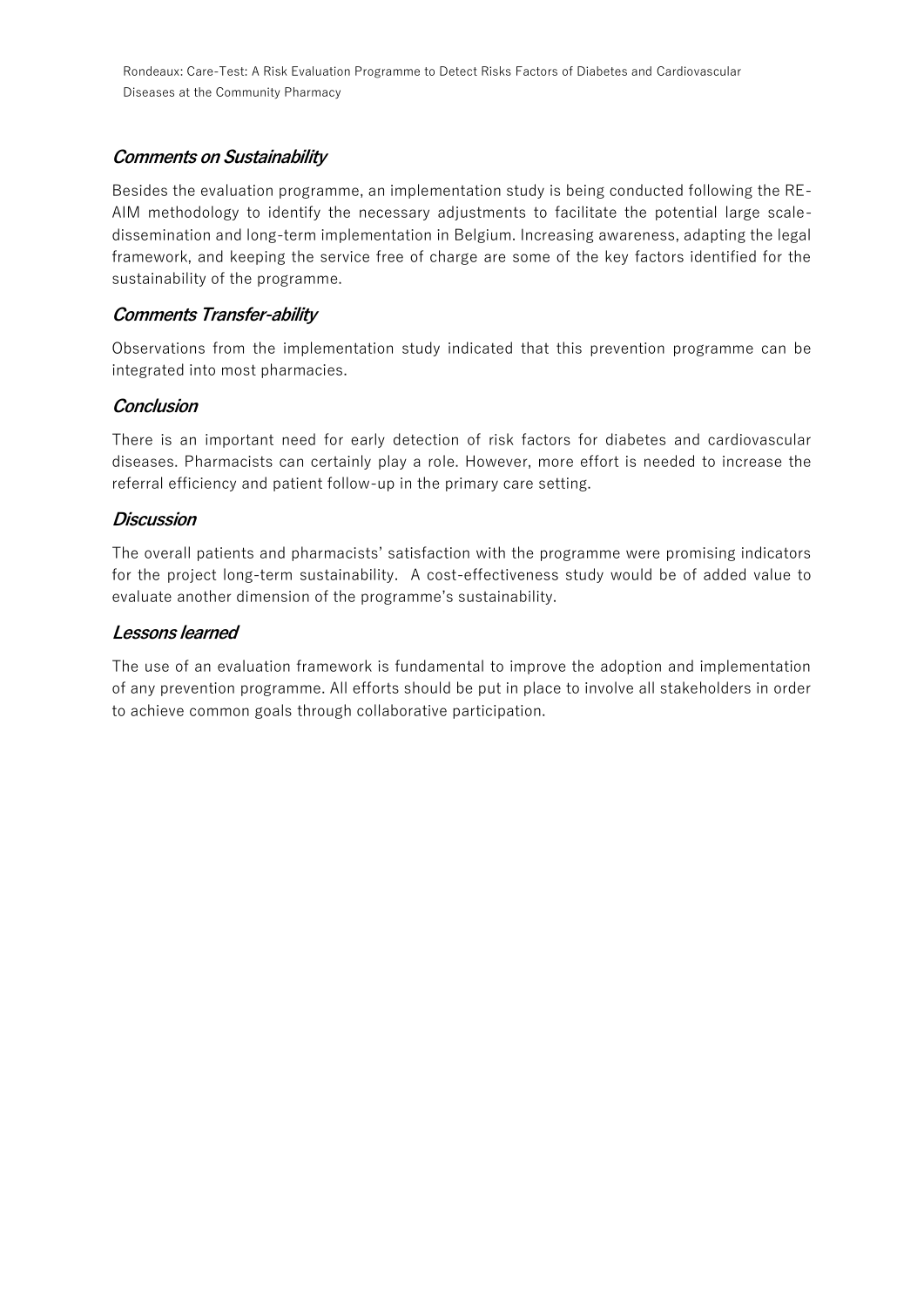### *Comments on Sustainability*

Besides the evaluation programme, an implementation study is being conducted following the RE-AIM methodology to identify the necessary adjustments to facilitate the potential large scale-dissemination and long-term implementation in Belgium. Increasing awareness, adapting the legal framework, and keeping the service free of charge are some of the key factors identified for the sustainability of the programme.

### *Comments Transfer-ability*

Observations from the implementation study indicated that this prevention programme can be integrated into most pharmacies.

### *Conclusion*

There is an important need for early detection of risk factors for diabetes and cardiovascular diseases. Pharmacists can certainly play a role. However, more effort is needed to increase the referral efficiency and patient follow-up in the primary care setting.

### *Discussion*

The overall patients and pharmacists' satisfaction with the programme were promising indicators for the project long-term sustainability. A cost-effectiveness study would be of added value to evaluate another dimension of the programme's sustainability.

### *Lessons learned*

The use of an evaluation framework is fundamental to improve the adoption and implementation of any prevention programme. All efforts should be put in place to involve all stakeholders in order to achieve common goals through collaborative participation.